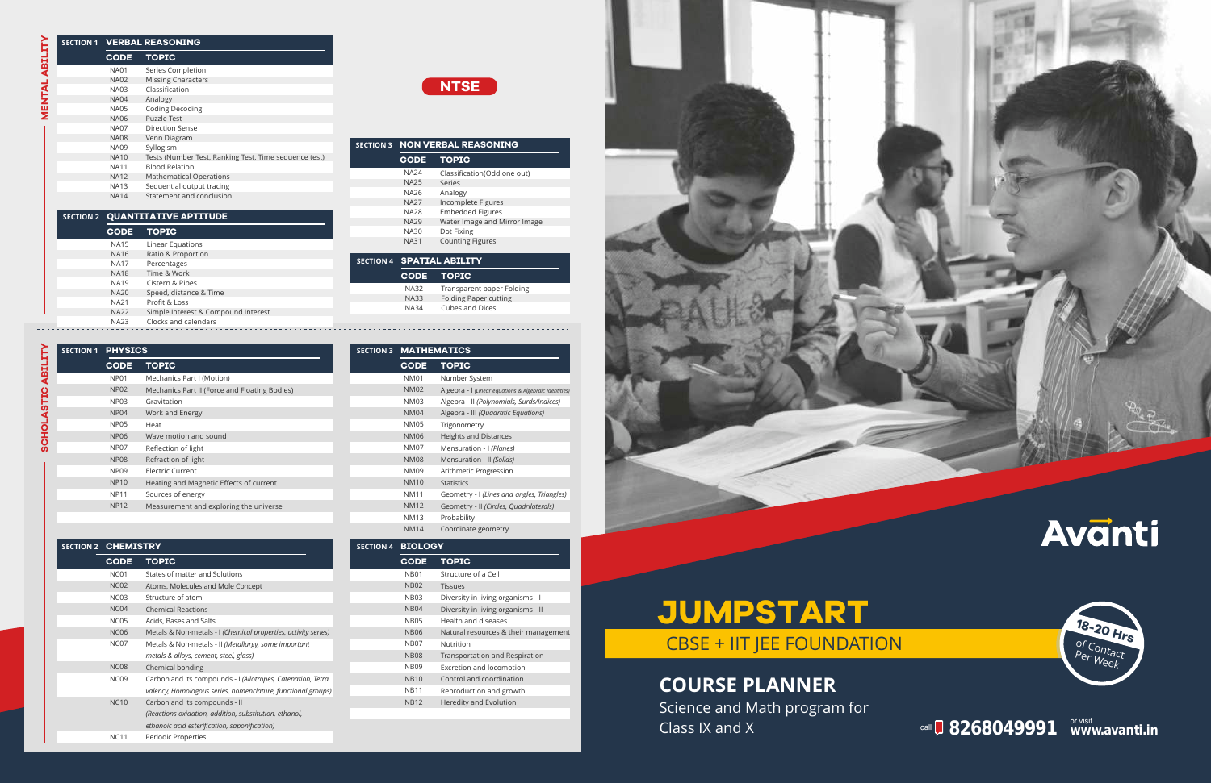# NTSE

## MENTAL ABILITY

### SECTION 1 VERBAL REASONING

| CODE | TOPIC |
|---|---|
| NA01 | Series Completion |
| NA02 | Missing Characters |
| NA03 | Classification |
| NA04 | Analogy |
| NA05 | Coding Decoding |
| NA06 | Puzzle Test |
| NA07 | Direction Sense |
| NA08 | Venn Diagram |
| NA09 | Syllogism |
| NA10 | Tests (Number Test, Ranking Test, Time sequence test) |
| NA11 | Blood Relation |
| NA12 | Mathematical Operations |
| NA13 | Sequential output tracing |
| NA14 | Statement and conclusion |

### SECTION 2 QUANTITATIVE APTITUDE

| CODE | TOPIC |
|---|---|
| NA15 | Linear Equations |
| NA16 | Ratio & Proportion |
| NA17 | Percentages |
| NA18 | Time & Work |
| NA19 | Cistern & Pipes |
| NA20 | Speed, distance & Time |
| NA21 | Profit & Loss |
| NA22 | Simple Interest & Compound Interest |
| NA23 | Clocks and calendars |

### SECTION 3 NON VERBAL REASONING

| CODE | TOPIC |
|---|---|
| NA24 | Classification(Odd one out) |
| NA25 | Series |
| NA26 | Analogy |
| NA27 | Incomplete Figures |
| NA28 | Embedded Figures |
| NA29 | Water Image and Mirror Image |
| NA30 | Dot Fixing |
| NA31 | Counting Figures |

### SECTION 4 SPATIAL ABILITY

| CODE | TOPIC |
|---|---|
| NA32 | Transparent paper Folding |
| NA33 | Folding Paper cutting |
| NA34 | Cubes and Dices |

## SCHOLASTIC ABILITY

### SECTION 1 PHYSICS

| CODE | TOPIC |
|---|---|
| NP01 | Mechanics Part I (Motion) |
| NP02 | Mechanics Part II (Force and Floating Bodies) |
| NP03 | Gravitation |
| NP04 | Work and Energy |
| NP05 | Heat |
| NP06 | Wave motion and sound |
| NP07 | Reflection of light |
| NP08 | Refraction of light |
| NP09 | Electric Current |
| NP10 | Heating and Magnetic Effects of current |
| NP11 | Sources of energy |
| NP12 | Measurement and exploring the universe |

### SECTION 2 CHEMISTRY

| CODE | TOPIC |
|---|---|
| NC01 | States of matter and Solutions |
| NC02 | Atoms, Molecules and Mole Concept |
| NC03 | Structure of atom |
| NC04 | Chemical Reactions |
| NC05 | Acids, Bases and Salts |
| NC06 | Metals & Non-metals - I *(Chemical properties, activity series)* |
| NC07 | Metals & Non-metals - II *(Metallurgy, some important metals & alloys, cement, steel, glass)* |
| NC08 | Chemical bonding |
| NC09 | Carbon and its compounds - I *(Allotropes, Catenation, Tetra valency, Homologous series, nomenclature, functional groups)* |
| NC10 | Carbon and Its compounds - II *(Reactions-oxidation, addition, substitution, ethanol, ethanoic acid esterification, saponification)* |
| NC11 | Periodic Properties |

### SECTION 3 MATHEMATICS

| CODE | TOPIC |
|---|---|
| NM01 | Number System |
| NM02 | Algebra - I *(Linear equations & Algebraic Identities)* |
| NM03 | Algebra - II *(Polynomials, Surds/Indices)* |
| NM04 | Algebra - III *(Quadratic Equations)* |
| NM05 | Trigonometry |
| NM06 | Heights and Distances |
| NM07 | Mensuration - I *(Planes)* |
| NM08 | Mensuration - II *(Solids)* |
| NM09 | Arithmetic Progression |
| NM10 | Statistics |
| NM11 | Geometry - I *(Lines and angles, Triangles)* |
| NM12 | Geometry - II *(Circles, Quadrilaterals)* |
| NM13 | Probability |
| NM14 | Coordinate geometry |

### SECTION 4 BIOLOGY

| CODE | TOPIC |
|---|---|
| NB01 | Structure of a Cell |
| NB02 | Tissues |
| NB03 | Diversity in living organisms - I |
| NB04 | Diversity in living organisms - II |
| NB05 | Health and diseases |
| NB06 | Natural resources & their management |
| NB07 | Nutrition |
| NB08 | Transportation and Respiration |
| NB09 | Excretion and locomotion |
| NB10 | Control and coordination |
| NB11 | Reproduction and growth |
| NB12 | Heredity and Evolution |

Avanti

# JUMPSTART

CBSE + IIT JEE FOUNDATION

**18-20 Hrs** of Contact Per Week

## COURSE PLANNER

Science and Math program for Class IX and X

call 8268049991 or visit www.avanti.in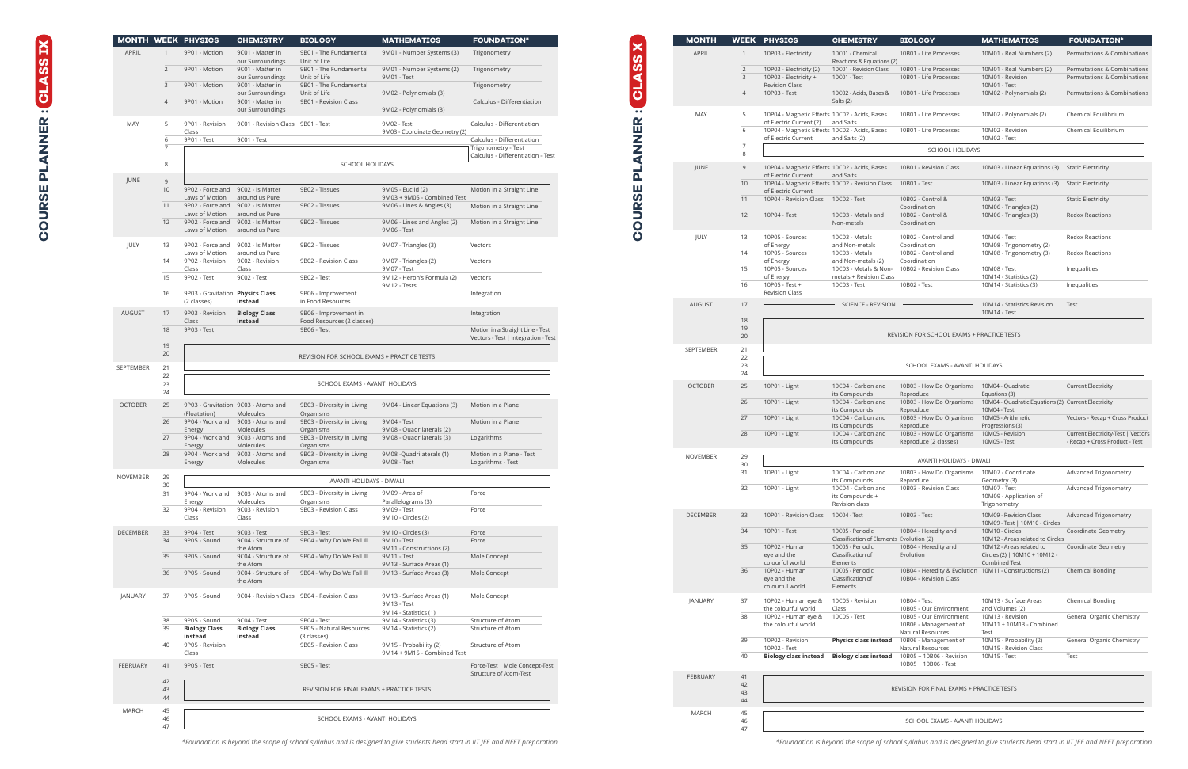# COURSE PLANNER : CLASS IX

| MONTH | WEEK | PHYSICS | CHEMISTRY | BIOLOGY | MATHEMATICS | FOUNDATION* |
| --- | --- | --- | --- | --- | --- | --- |
| APRIL | 1 | 9P01 - Motion | 9C01 - Matter in our Surroundings | 9B01 - The Fundamental Unit of Life | 9M01 - Number Systems (3) | Trigonometry |
| | 2 | 9P01 - Motion | 9C01 - Matter in our Surroundings | 9B01 - The Fundamental Unit of Life | 9M01 - Number Systems (2) 9M01 - Test | Trigonometry |
| | 3 | 9P01 - Motion | 9C01 - Matter in our Surroundings | 9B01 - The Fundamental Unit of Life | 9M02 - Polynomials (3) | Trigonometry |
| | 4 | 9P01 - Motion | 9C01 - Matter in our Surroundings | 9B01 - Revision Class | 9M02 - Polynomials (3) | Calculus - Differentiation |
| MAY | 5 | 9P01 - Revision Class | 9C01 - Revision Class | 9B01 - Test | 9M02 - Test 9M03 - Coordinate Geometry (2) | Calculus - Differentiation |
| | 6 | 9P01 - Test | 9C01 - Test | | | Calculus - Differentiation |
| | 7 | | | | | Trigonometry - Test Calculus - Differentiation - Test |
| | 8 | SCHOOL HOLIDAYS | | | | |
| JUNE | 9 | | | | | |
| | 10 | 9P02 - Force and Laws of Motion | 9C02 - Is Matter around us Pure | 9B02 - Tissues | 9M05 - Euclid (2) 9M03 + 9M05 - Combined Test | Motion in a Straight Line |
| | 11 | 9P02 - Force and Laws of Motion | 9C02 - Is Matter around us Pure | 9B02 - Tissues | 9M06 - Lines & Angles (3) | Motion in a Straight Line |
| | 12 | 9P02 - Force and Laws of Motion | 9C02 - Is Matter around us Pure | 9B02 - Tissues | 9M06 - Lines and Angles (2) 9M06 - Test | Motion in a Straight Line |
| JULY | 13 | 9P02 - Force and Laws of Motion | 9C02 - Is Matter around us Pure | 9B02 - Tissues | 9M07 - Triangles (3) | Vectors |
| | 14 | 9P02 - Revision Class | 9C02 - Revision Class | 9B02 - Revision Class | 9M07 - Triangles (2) 9M07 - Test | Vectors |
| | 15 | 9P02 - Test | 9C02 - Test | 9B02 - Test | 9M12 - Heron's Formula (2) 9M12 - Tests | Vectors |
| | 16 | 9P03 - Gravitation (2 classes) | **Physics Class instead** | 9B06 - Improvement in Food Resources | | Integration |
| AUGUST | 17 | 9P03 - Revision Class | **Biology Class instead** | 9B06 - Improvement in Food Resources (2 classes) | | Integration |
| | 18 | 9P03 - Test | | 9B06 - Test | | Motion in a Straight Line - Test Vectors - Test \| Integration - Test |
| | 19 | REVISION FOR SCHOOL EXAMS + PRACTICE TESTS | | | | |
| | 20 | | | | | |
| SEPTEMBER | 21 | | | | | |
| | 22 | SCHOOL EXAMS - AVANTI HOLIDAYS | | | | |
| | 23 | | | | | |
| | 24 | | | | | |
| OCTOBER | 25 | 9P03 - Gravitation (Floatation) | 9C03 - Atoms and Molecules | 9B03 - Diversity in Living Organisms | 9M04 - Linear Equations (3) | Motion in a Plane |
| | 26 | 9P04 - Work and Energy | 9C03 - Atoms and Molecules | 9B03 - Diversity in Living Organisms | 9M04 - Test 9M08 - Quadrilaterals (2) | Motion in a Plane |
| | 27 | 9P04 - Work and Energy | 9C03 - Atoms and Molecules | 9B03 - Diversity in Living Organisms | 9M08 - Quadrilaterals (3) | Logarithms |
| | 28 | 9P04 - Work and Energy | 9C03 - Atoms and Molecules | 9B03 - Diversity in Living Organisms | 9M08 -Quadrilaterals (1) 9M08 - Test | Motion in a Plane - Test Logarithms - Test |
| NOVEMBER | 29 | AVANTI HOLIDAYS - DIWALI | | | | |
| | 30 | | | | | |
| | 31 | 9P04 - Work and Energy | 9C03 - Atoms and Molecules | 9B03 - Diversity in Living Organisms | 9M09 - Area of Parallelograms (3) | Force |
| | 32 | 9P04 - Revision Class | 9C03 - Revision Class | 9B03 - Revision Class | 9M09 - Test 9M10 - Circles (2) | Force |
| DECEMBER | 33 | 9P04 - Test | 9C03 - Test | 9B03 - Test | 9M10 - Circles (3) | Force |
| | 34 | 9P05 - Sound | 9C04 - Structure of the Atom | 9B04 - Why Do We Fall Ill | 9M10 - Test 9M11 - Constructions (2) | Force |
| | 35 | 9P05 - Sound | 9C04 - Structure of the Atom | 9B04 - Why Do We Fall Ill | 9M11 - Test 9M13 - Surface Areas (1) | Mole Concept |
| | 36 | 9P05 - Sound | 9C04 - Structure of the Atom | 9B04 - Why Do We Fall Ill | 9M13 - Surface Areas (3) | Mole Concept |
| JANUARY | 37 | 9P05 - Sound | 9C04 - Revision Class | 9B04 - Revision Class | 9M13 - Surface Areas (1) 9M13 - Test 9M14 - Statistics (1) | Mole Concept |
| | 38 | 9P05 - Sound | 9C04 - Test | 9B04 - Test | 9M14 - Statistics (3) | Structure of Atom |
| | 39 | **Biology Class instead** | **Biology Class instead** | 9B05 - Natural Resources (3 classes) | 9M14 - Statistics (2) | Structure of Atom |
| | 40 | 9P05 - Revision Class | | 9B05 - Revision Class | 9M15 - Probability (2) 9M14 + 9M15 - Combined Test | Structure of Atom |
| FEBRUARY | 41 | 9P05 - Test | | 9B05 - Test | | Force-Test \| Mole Concept-Test Structure of Atom-Test |
| | 42 | REVISION FOR FINAL EXAMS + PRACTICE TESTS | | | | |
| | 43 | | | | | |
| | 44 | | | | | |
| MARCH | 45 | SCHOOL EXAMS - AVANTI HOLIDAYS | | | | |
| | 46 | | | | | |
| | 47 | | | | | |

*Foundation is beyond the scope of school syllabus and is designed to give students head start in IIT JEE and NEET preparation.

# COURSE PLANNER : CLASS X

| MONTH | WEEK | PHYSICS | CHEMISTRY | BIOLOGY | MATHEMATICS | FOUNDATION* |
| --- | --- | --- | --- | --- | --- | --- |
| APRIL | 1 | 10P03 - Electricity | 10C01 - Chemical Reactions & Equations (2) | 10B01 - Life Processes | 10M01 - Real Numbers (2) | Permutations & Combinations |
| | 2 | 10P03 - Electricity (2) | 10C01 - Revision Class | 10B01 - Life Processes | 10M01 - Real Numbers (2) | Permutations & Combinations |
| | 3 | 10P03 - Electricity + Revision Class | 10C01 - Test | 10B01 - Life Processes | 10M01 - Revision 10M01 - Test | Permutations & Combinations |
| | 4 | 10P03 - Test | 10C02 - Acids, Bases & Salts (2) | 10B01 - Life Processes | 10M02 - Polynomials (2) | Permutations & Combinations |
| MAY | 5 | 10P04 - Magnetic Effects of Electric Current (2) | 10C02 - Acids, Bases and Salts | 10B01 - Life Processes | 10M02 - Polynomials (2) | Chemical Equilibrium |
| | 6 | 10P04 - Magnetic Effects of Electric Current | 10C02 - Acids, Bases and Salts (2) | 10B01 - Life Processes | 10M02 - Revision 10M02 - Test | Chemical Equilibrium |
| | 7 | SCHOOL HOLIDAYS | | | | |
| | 8 | | | | | |
| JUNE | 9 | 10P04 - Magnetic Effects of Electric Current | 10C02 - Acids, Bases and Salts | 10B01 - Revision Class | 10M03 - Linear Equations (3) | Static Electricity |
| | 10 | 10P04 - Magnetic Effects of Electric Current | 10C02 - Revision Class | 10B01 - Test | 10M03 - Linear Equations (3) | Static Electricity |
| | 11 | 10P04 - Revision Class | 10C02 - Test | 10B02 - Control & Coordination | 10M03 - Test 10M06 - Triangles (2) | Static Electricity |
| | 12 | 10P04 - Test | 10C03 - Metals and Non-metals | 10B02 - Control & Coordination | 10M06 - Triangles (3) | Redox Reactions |
| JULY | 13 | 10P05 - Sources of Energy | 10C03 - Metals and Non-metals | 10B02 - Control and Coordination | 10M06 - Test 10M08 - Trigonometry (2) | Redox Reactions |
| | 14 | 10P05 - Sources of Energy | 10C03 - Metals and Non-metals (2) | 10B02 - Control and Coordination | 10M08 - Trigonometry (3) | Redox Reactions |
| | 15 | 10P05 - Sources of Energy | 10C03 - Metals & Non-metals + Revision Class | 10B02 - Revision Class | 10M08 - Test 10M14 - Statistics (2) | Inequalities |
| | 16 | 10P05 - Test + Revision Class | 10C03 - Test | 10B02 - Test | 10M14 - Statistics (3) | Inequalities |
| AUGUST | 17 | SCIENCE - REVISION | | | 10M14 - Statistics Revision 10M14 - Test | Test |
| | 18 | REVISION FOR SCHOOL EXAMS + PRACTICE TESTS | | | | |
| | 19 | | | | | |
| | 20 | | | | | |
| SEPTEMBER | 21 | SCHOOL EXAMS - AVANTI HOLIDAYS | | | | |
| | 22 | | | | | |
| | 23 | | | | | |
| | 24 | | | | | |
| OCTOBER | 25 | 10P01 - Light | 10C04 - Carbon and its Compounds | 10B03 - How Do Organisms Reproduce | 10M04 - Quadratic Equations (3) | Current Electricity |
| | 26 | 10P01 - Light | 10C04 - Carbon and its Compounds | 10B03 - How Do Organisms Reproduce | 10M04 - Quadratic Equations (2) 10M04 - Test | Current Electricity |
| | 27 | 10P01 - Light | 10C04 - Carbon and its Compounds | 10B03 - How Do Organisms Reproduce | 10M05 - Arithmetic Progressions (3) | Vectors - Recap + Cross Product |
| | 28 | 10P01 - Light | 10C04 - Carbon and its Compounds | 10B03 - How Do Organisms Reproduce (2 classes) | 10M05 - Revision 10M05 - Test | Current Electricity-Test \| Vectors - Recap + Cross Product - Test |
| NOVEMBER | 29 | AVANTI HOLIDAYS - DIWALI | | | | |
| | 30 | | | | | |
| | 31 | 10P01 - Light | 10C04 - Carbon and its Compounds | 10B03 - How Do Organisms Reproduce | 10M07 - Coordinate Geometry (3) | Advanced Trigonometry |
| | 32 | 10P01 - Light | 10C04 - Carbon and its Compounds + Revision class | 10B03 - Revision Class | 10M07 - Test 10M09 - Application of Trigonometry | Advanced Trigonometry |
| DECEMBER | 33 | 10P01 - Revision Class | 10C04 - Test | 10B03 - Test | 10M09 - Revision Class 10M09 - Test \| 10M10 - Circles | Advanced Trigonometry |
| | 34 | 10P01 - Test | 10C05 - Periodic Classification of Elements | 10B04 - Heredity and Evolution (2) | 10M10 - Circles 10M12 - Areas related to Circles | Coordinate Geometry |
| | 35 | 10P02 - Human eye and the colourful world | 10C05 - Periodic Classification of Elements | 10B04 - Heredity and Evolution | 10M12 - Areas related to Circles (2) \| 10M10 + 10M12 - Combined Test | Coordinate Geometry |
| | 36 | 10P02 - Human eye and the colourful world | 10C05 - Periodic Classification of Elements | 10B04 - Heredity & Evolution 10B04 - Revision Class | 10M11 - Constructions (2) | Chemical Bonding |
| JANUARY | 37 | 10P02 - Human eye & the colourful world | 10C05 - Revision Class | 10B04 - Test 10B05 - Our Environment | 10M13 - Surface Areas and Volumes (2) | Chemical Bonding |
| | 38 | 10P02 - Human eye & the colourful world | 10C05 - Test | 10B05 - Our Environment 10B06 - Management of Natural Resources | 10M13 - Revision 10M11 + 10M13 - Combined Test | General Organic Chemistry |
| | 39 | 10P02 - Revision 10P02 - Test | **Physics class instead** | 10B06 - Management of Natural Resources | 10M15 - Probability (2) 10M15 - Revision Class | General Organic Chemistry |
| | 40 | **Biology class instead** | **Biology class instead** | 10B05 + 10B06 - Revision 10B05 + 10B06 - Test | 10M15 - Test | Test |
| FEBRUARY | 41 | REVISION FOR FINAL EXAMS + PRACTICE TESTS | | | | |
| | 42 | | | | | |
| | 43 | | | | | |
| | 44 | | | | | |
| MARCH | 45 | SCHOOL EXAMS - AVANTI HOLIDAYS | | | | |
| | 46 | | | | | |
| | 47 | | | | | |

*Foundation is beyond the scope of school syllabus and is designed to give students head start in IIT JEE and NEET preparation.